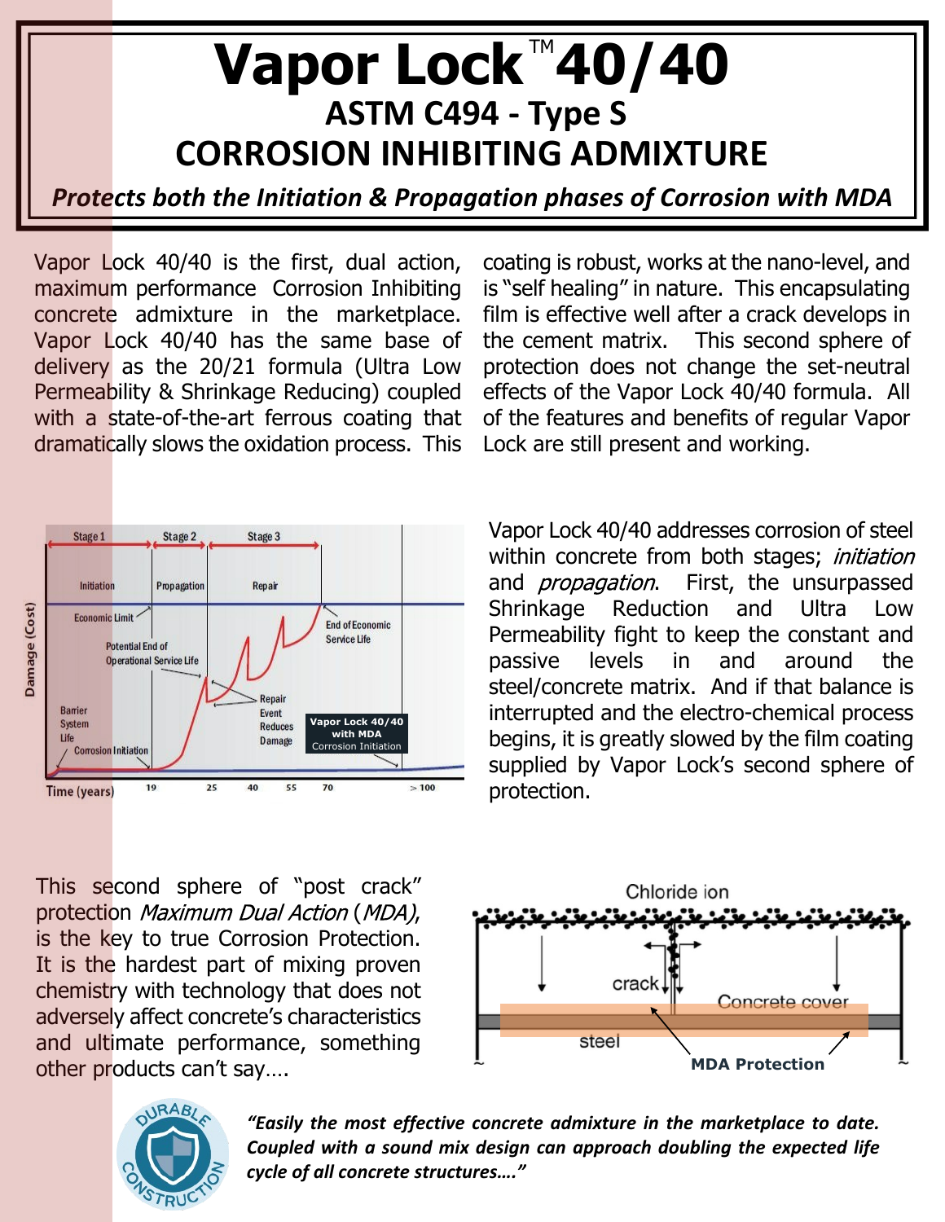# Vapor Lock™ 40/40

## ASTM C494 - Type S

## CORROSION INHIBITING ADMIXTURE

***Protects both the Initiation & Propagation phases of Corrosion with MDA***

Vapor Lock 40/40 is the first, dual action, maximum performance Corrosion Inhibiting concrete admixture in the marketplace. Vapor Lock 40/40 has the same base of delivery as the 20/21 formula (Ultra Low Permeability & Shrinkage Reducing) coupled with a state-of-the-art ferrous coating that dramatically slows the oxidation process. This coating is robust, works at the nano-level, and is "self healing" in nature. This encapsulating film is effective well after a crack develops in the cement matrix. This second sphere of protection does not change the set-neutral effects of the Vapor Lock 40/40 formula. All of the features and benefits of regular Vapor Lock are still present and working.

Vapor Lock 40/40 addresses corrosion of steel within concrete from both stages; *initiation* and *propagation*. First, the unsurpassed Shrinkage Reduction and Ultra Low Permeability fight to keep the constant and passive levels in and around the steel/concrete matrix. And if that balance is interrupted and the electro-chemical process begins, it is greatly slowed by the film coating supplied by Vapor Lock's second sphere of protection.

This second sphere of "post crack" protection *Maximum Dual Action* (*MDA*), is the key to true Corrosion Protection. It is the hardest part of mixing proven chemistry with technology that does not adversely affect concrete's characteristics and ultimate performance, something other products can't say….

***"Easily the most effective concrete admixture in the marketplace to date. Coupled with a sound mix design can approach doubling the expected life cycle of all concrete structures…."***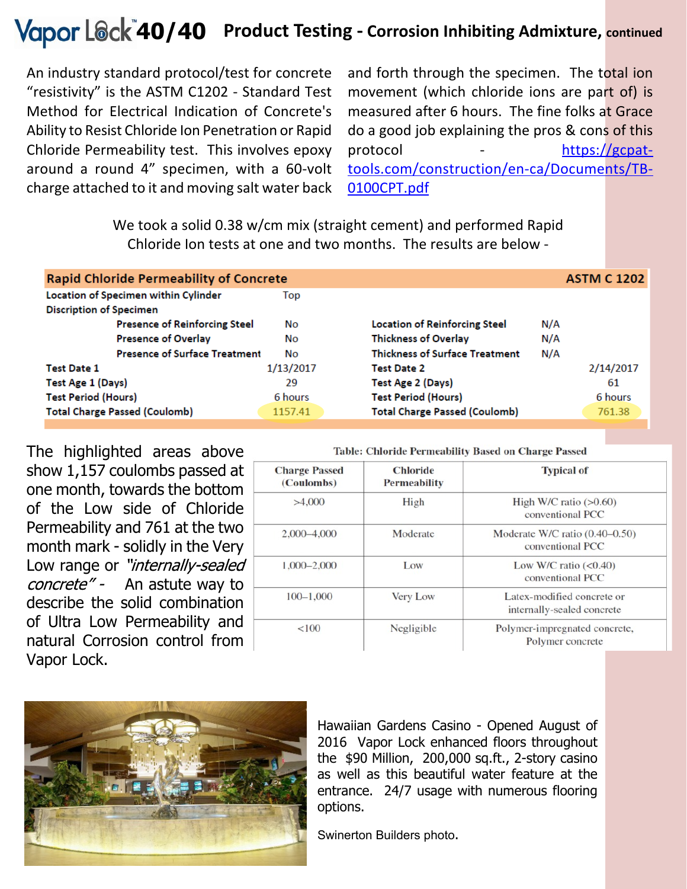# Vapor Lock 40/40 Product Testing - Corrosion Inhibiting Admixture, continued

An industry standard protocol/test for concrete "resistivity" is the ASTM C1202 - Standard Test Method for Electrical Indication of Concrete's Ability to Resist Chloride Ion Penetration or Rapid Chloride Permeability test. This involves epoxy around a round 4" specimen, with a 60-volt charge attached to it and moving salt water back and forth through the specimen. The total ion movement (which chloride ions are part of) is measured after 6 hours. The fine folks at Grace do a good job explaining the pros & cons of this protocol - https://gcpat-tools.com/construction/en-ca/Documents/TB-0100CPT.pdf

We took a solid 0.38 w/cm mix (straight cement) and performed Rapid Chloride Ion tests at one and two months. The results are below -

| Rapid Chloride Permeability of Concrete | | | ASTM C 1202 |
|---|---|---|---|
| Location of Specimen within Cylinder | Top | | |
| Discription of Specimen | | | |
| Presence of Reinforcing Steel | No | Location of Reinforcing Steel | N/A |
| Presence of Overlay | No | Thickness of Overlay | N/A |
| Presence of Surface Treatment | No | Thickness of Surface Treatment | N/A |
| Test Date 1 | 1/13/2017 | Test Date 2 | 2/14/2017 |
| Test Age 1 (Days) | 29 | Test Age 2 (Days) | 61 |
| Test Period (Hours) | 6 hours | Test Period (Hours) | 6 hours |
| Total Charge Passed (Coulomb) | 1157.41 | Total Charge Passed (Coulomb) | 761.38 |

The highlighted areas above show 1,157 coulombs passed at one month, towards the bottom of the Low side of Chloride Permeability and 761 at the two month mark - solidly in the Very Low range or *"internally-sealed concrete"* - An astute way to describe the solid combination of Ultra Low Permeability and natural Corrosion control from Vapor Lock.

**Table: Chloride Permeability Based on Charge Passed**

| Charge Passed (Coulombs) | Chloride Permeability | Typical of |
|---|---|---|
| >4,000 | High | High W/C ratio (>0.60) conventional PCC |
| 2,000–4,000 | Moderate | Moderate W/C ratio (0.40–0.50) conventional PCC |
| 1,000–2,000 | Low | Low W/C ratio (<0.40) conventional PCC |
| 100–1,000 | Very Low | Latex-modified concrete or internally-sealed concrete |
| <100 | Negligible | Polymer-impregnated concrete, Polymer concrete |

Hawaiian Gardens Casino - Opened August of 2016 Vapor Lock enhanced floors throughout the $90 Million, 200,000 sq.ft., 2-story casino as well as this beautiful water feature at the entrance. 24/7 usage with numerous flooring options.

Swinerton Builders photo.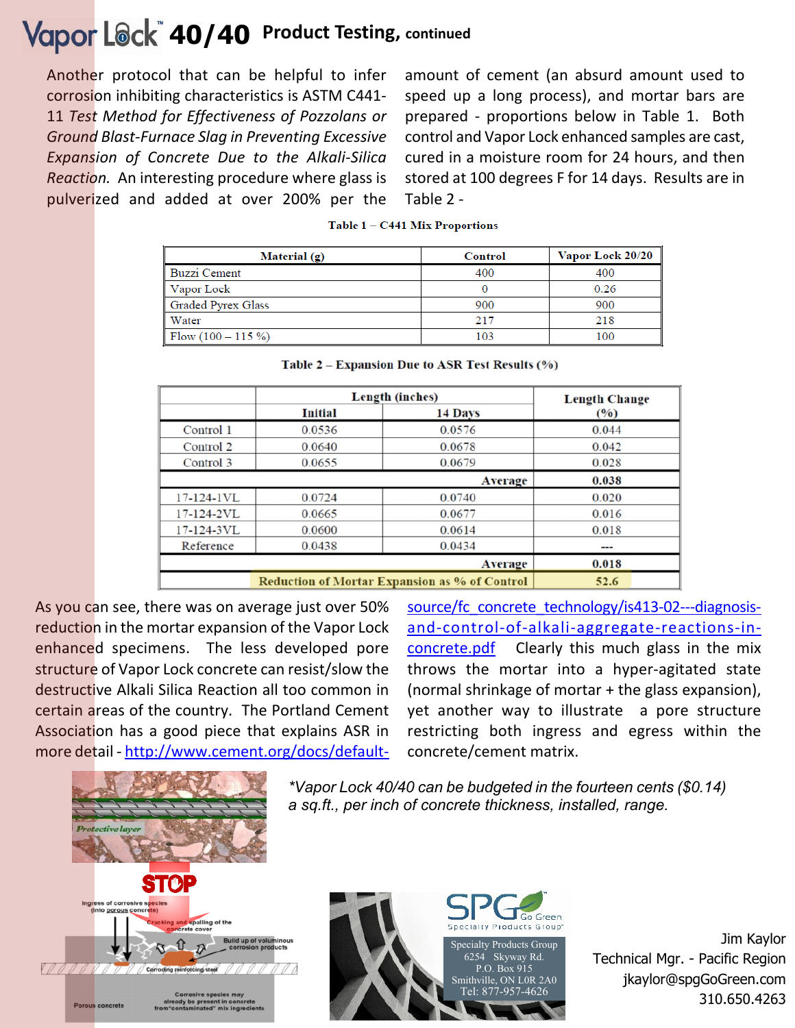# Vapor Lock™ 40/40 Product Testing, continued

Another protocol that can be helpful to infer corrosion inhibiting characteristics is ASTM C441-11 *Test Method for Effectiveness of Pozzolans or Ground Blast-Furnace Slag in Preventing Excessive Expansion of Concrete Due to the Alkali-Silica Reaction.* An interesting procedure where glass is pulverized and added at over 200% per the amount of cement (an absurd amount used to speed up a long process), and mortar bars are prepared - proportions below in Table 1. Both control and Vapor Lock enhanced samples are cast, cured in a moisture room for 24 hours, and then stored at 100 degrees F for 14 days. Results are in Table 2 -

**Table 1 – C441 Mix Proportions**

| Material (g) | Control | Vapor Lock 20/20 |
|---|---|---|
| Buzzi Cement | 400 | 400 |
| Vapor Lock | 0 | 0.26 |
| Graded Pyrex Glass | 900 | 900 |
| Water | 217 | 218 |
| Flow (100 – 115 %) | 103 | 100 |

**Table 2 – Expansion Due to ASR Test Results (%)**

| | Length (inches) | | Length Change |
|---|---|---|---|
| | Initial | 14 Days | (%) |
| Control 1 | 0.0536 | 0.0576 | 0.044 |
| Control 2 | 0.0640 | 0.0678 | 0.042 |
| Control 3 | 0.0655 | 0.0679 | 0.028 |
| | | Average | 0.038 |
| 17-124-1VL | 0.0724 | 0.0740 | 0.020 |
| 17-124-2VL | 0.0665 | 0.0677 | 0.016 |
| 17-124-3VL | 0.0600 | 0.0614 | 0.018 |
| Reference | 0.0438 | 0.0434 | --- |
| | | Average | 0.018 |
| | Reduction of Mortar Expansion as % of Control | | 52.6 |

As you can see, there was on average just over 50% reduction in the mortar expansion of the Vapor Lock enhanced specimens. The less developed pore structure of Vapor Lock concrete can resist/slow the destructive Alkali Silica Reaction all too common in certain areas of the country. The Portland Cement Association has a good piece that explains ASR in more detail - http://www.cement.org/docs/default-source/fc_concrete_technology/is413-02---diagnosis-and-control-of-alkali-aggregate-reactions-in-concrete.pdf Clearly this much glass in the mix throws the mortar into a hyper-agitated state (normal shrinkage of mortar + the glass expansion), yet another way to illustrate a pore structure restricting both ingress and egress within the concrete/cement matrix.

*\*Vapor Lock 40/40 can be budgeted in the fourteen cents ($0.14) a sq.ft., per inch of concrete thickness, installed, range.*

Protective layer

STOP

Ingress of corrosive species (into porous concrete)

Cracking and spalling of the concrete cover

Build up of voluminous corrosion products

Corroding reinforcing steel

Porous concrete

Corrosive species may already be present in concrete from "contaminated" mix ingredients

SPG Go Green
Specialty Products Group™

Specialty Products Group
6254 Skyway Rd.
P.O. Box 915
Smithville, ON L0R 2A0
Tel: 877-957-4626

Jim Kaylor
Technical Mgr. - Pacific Region
jkaylor@spgGoGreen.com
310.650.4263